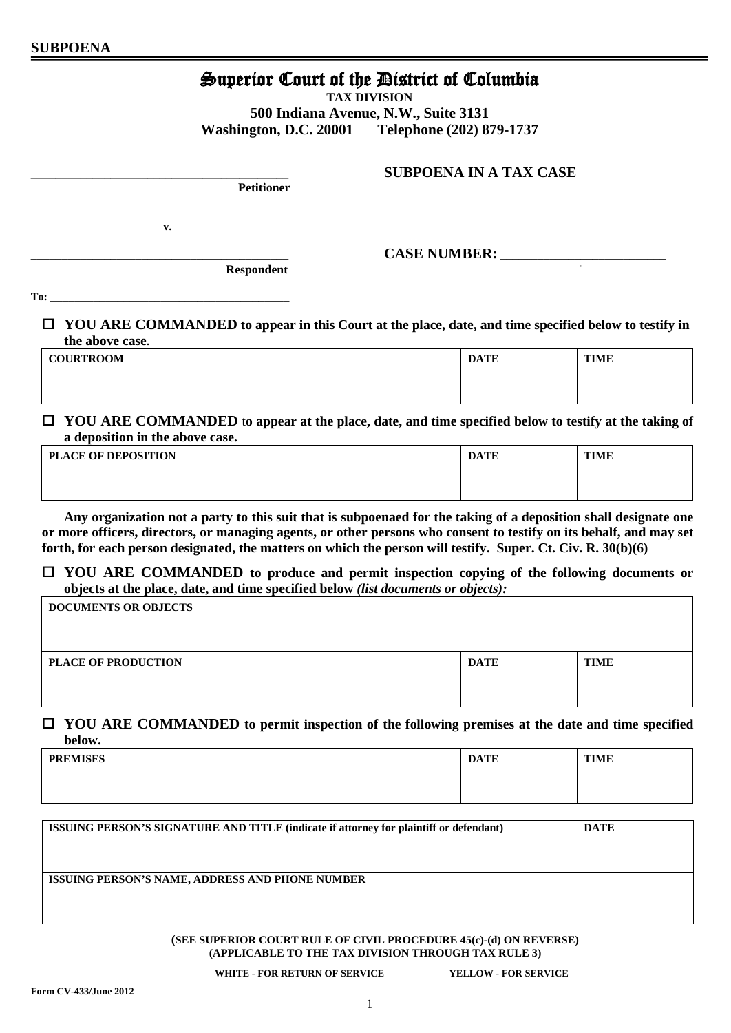**SUBPOENA**

# Superior Court of the District of Columbia

**TAX DIVISION**
**500 Indiana Avenue, N.W., Suite 3131**
**Washington, D.C. 20001 Telephone (202) 879-1737**

______________________________________
**Petitioner**

**SUBPOENA IN A TAX CASE**

**v.**

______________________________________
**Respondent**

**CASE NUMBER: ________________________**

**To: ________________________________________**

☐ **YOU ARE COMMANDED to appear in this Court at the place, date, and time specified below to testify in the above case.**

| COURTROOM | DATE | TIME |
|---|---|---|
| | | |

☐ **YOU ARE COMMANDED to appear at the place, date, and time specified below to testify at the taking of a deposition in the above case.**

| PLACE OF DEPOSITION | DATE | TIME |
|---|---|---|
| | | |

**Any organization not a party to this suit that is subpoenaed for the taking of a deposition shall designate one or more officers, directors, or managing agents, or other persons who consent to testify on its behalf, and may set forth, for each person designated, the matters on which the person will testify. Super. Ct. Civ. R. 30(b)(6)**

☐ **YOU ARE COMMANDED to produce and permit inspection copying of the following documents or objects at the place, date, and time specified below *(list documents or objects):***

| DOCUMENTS OR OBJECTS | | |
|---|---|---|
| | | |
| **PLACE OF PRODUCTION** | **DATE** | **TIME** |
| | | |

☐ **YOU ARE COMMANDED to permit inspection of the following premises at the date and time specified below.**

| PREMISES | DATE | TIME |
|---|---|---|
| | | |

| ISSUING PERSON'S SIGNATURE AND TITLE (indicate if attorney for plaintiff or defendant) | DATE |
|---|---|
| | |
| **ISSUING PERSON'S NAME, ADDRESS AND PHONE NUMBER** | |
| | |

**(SEE SUPERIOR COURT RULE OF CIVIL PROCEDURE 45(c)-(d) ON REVERSE)**
**(APPLICABLE TO THE TAX DIVISION THROUGH TAX RULE 3)**

**WHITE - FOR RETURN OF SERVICE** **YELLOW - FOR SERVICE**

**Form CV-433/June 2012**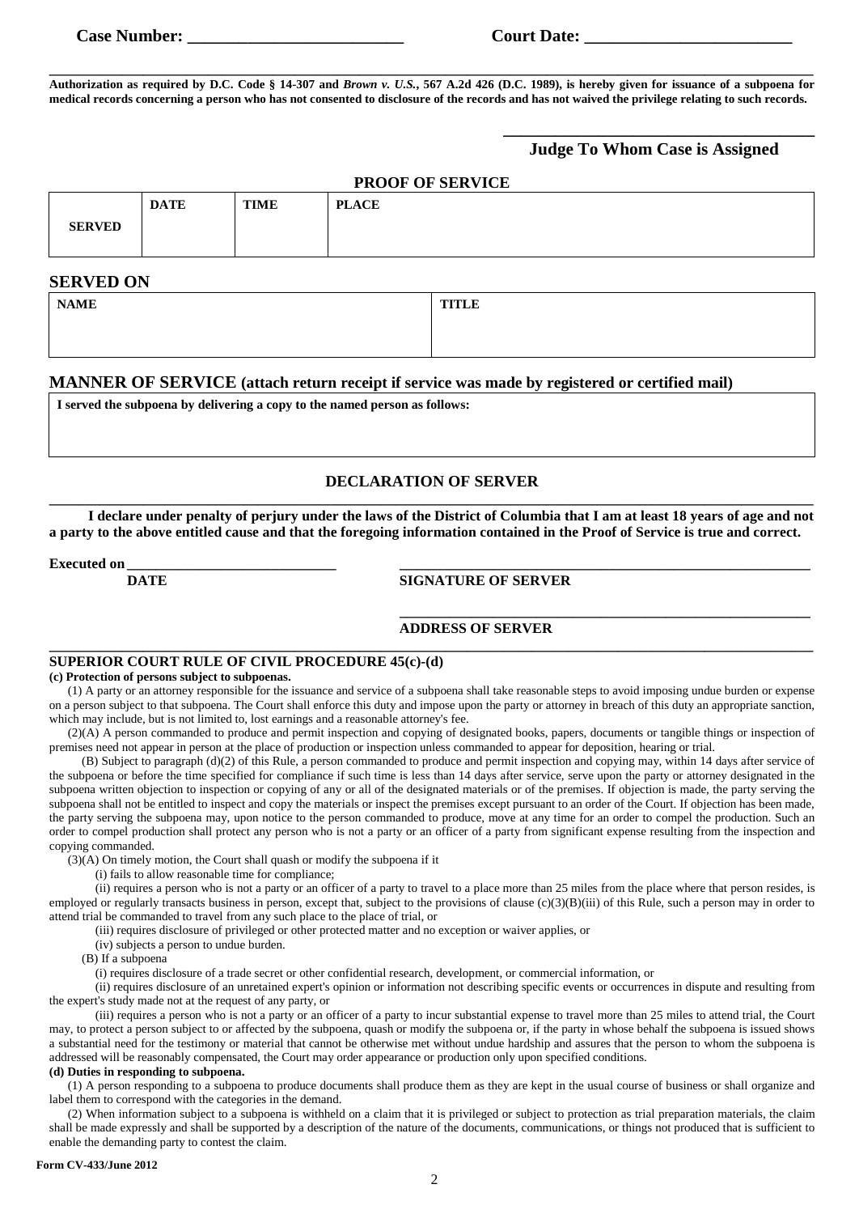**Case Number: \_\_\_\_\_\_\_\_\_\_\_\_\_\_\_\_\_\_\_\_\_\_\_\_\_\_ Court Date: \_\_\_\_\_\_\_\_\_\_\_\_\_\_\_\_\_\_\_\_\_\_\_\_\_\_**

**Authorization as required by D.C. Code § 14-307 and *Brown v. U.S.*, 567 A.2d 426 (D.C. 1989), is hereby given for issuance of a subpoena for medical records concerning a person who has not consented to disclosure of the records and has not waived the privilege relating to such records.**

\_\_\_\_\_\_\_\_\_\_\_\_\_\_\_\_\_\_\_\_\_\_\_\_\_\_\_\_\_\_\_\_\_\_\_\_\_\_\_\_
**Judge To Whom Case is Assigned**

## PROOF OF SERVICE

| | DATE | TIME | PLACE |
|---|---|---|---|
| SERVED | | | |

## SERVED ON

| NAME | TITLE |
|---|---|
| | |

## MANNER OF SERVICE (attach return receipt if service was made by registered or certified mail)

**I served the subpoena by delivering a copy to the named person as follows:**

## DECLARATION OF SERVER

**I declare under penalty of perjury under the laws of the District of Columbia that I am at least 18 years of age and not a party to the above entitled cause and that the foregoing information contained in the Proof of Service is true and correct.**

**Executed on** \_\_\_\_\_\_\_\_\_\_\_\_\_\_\_\_\_\_\_\_\_\_\_\_\_\_\_\_\_\_ \_\_\_\_\_\_\_\_\_\_\_\_\_\_\_\_\_\_\_\_\_\_\_\_\_\_\_\_\_\_\_\_\_\_\_\_\_\_\_\_\_\_\_\_\_\_\_\_\_\_\_\_\_\_\_\_
**DATE** **SIGNATURE OF SERVER**

\_\_\_\_\_\_\_\_\_\_\_\_\_\_\_\_\_\_\_\_\_\_\_\_\_\_\_\_\_\_\_\_\_\_\_\_\_\_\_\_\_\_\_\_\_\_\_\_\_\_\_\_\_\_\_\_
**ADDRESS OF SERVER**

## SUPERIOR COURT RULE OF CIVIL PROCEDURE 45(c)-(d)

**(c) Protection of persons subject to subpoenas.**

(1) A party or an attorney responsible for the issuance and service of a subpoena shall take reasonable steps to avoid imposing undue burden or expense on a person subject to that subpoena. The Court shall enforce this duty and impose upon the party or attorney in breach of this duty an appropriate sanction, which may include, but is not limited to, lost earnings and a reasonable attorney's fee.

(2)(A) A person commanded to produce and permit inspection and copying of designated books, papers, documents or tangible things or inspection of premises need not appear in person at the place of production or inspection unless commanded to appear for deposition, hearing or trial.

(B) Subject to paragraph (d)(2) of this Rule, a person commanded to produce and permit inspection and copying may, within 14 days after service of the subpoena or before the time specified for compliance if such time is less than 14 days after service, serve upon the party or attorney designated in the subpoena written objection to inspection or copying of any or all of the designated materials or of the premises. If objection is made, the party serving the subpoena shall not be entitled to inspect and copy the materials or inspect the premises except pursuant to an order of the Court. If objection has been made, the party serving the subpoena may, upon notice to the person commanded to produce, move at any time for an order to compel the production. Such an order to compel production shall protect any person who is not a party or an officer of a party from significant expense resulting from the inspection and copying commanded.

(3)(A) On timely motion, the Court shall quash or modify the subpoena if it

(i) fails to allow reasonable time for compliance;

(ii) requires a person who is not a party or an officer of a party to travel to a place more than 25 miles from the place where that person resides, is employed or regularly transacts business in person, except that, subject to the provisions of clause (c)(3)(B)(iii) of this Rule, such a person may in order to attend trial be commanded to travel from any such place to the place of trial, or

(iii) requires disclosure of privileged or other protected matter and no exception or waiver applies, or

(iv) subjects a person to undue burden.

(B) If a subpoena

(i) requires disclosure of a trade secret or other confidential research, development, or commercial information, or

(ii) requires disclosure of an unretained expert's opinion or information not describing specific events or occurrences in dispute and resulting from the expert's study made not at the request of any party, or

(iii) requires a person who is not a party or an officer of a party to incur substantial expense to travel more than 25 miles to attend trial, the Court may, to protect a person subject to or affected by the subpoena, quash or modify the subpoena or, if the party in whose behalf the subpoena is issued shows a substantial need for the testimony or material that cannot be otherwise met without undue hardship and assures that the person to whom the subpoena is addressed will be reasonably compensated, the Court may order appearance or production only upon specified conditions.

**(d) Duties in responding to subpoena.**

(1) A person responding to a subpoena to produce documents shall produce them as they are kept in the usual course of business or shall organize and label them to correspond with the categories in the demand.

(2) When information subject to a subpoena is withheld on a claim that it is privileged or subject to protection as trial preparation materials, the claim shall be made expressly and shall be supported by a description of the nature of the documents, communications, or things not produced that is sufficient to enable the demanding party to contest the claim.

**Form CV-433/June 2012**